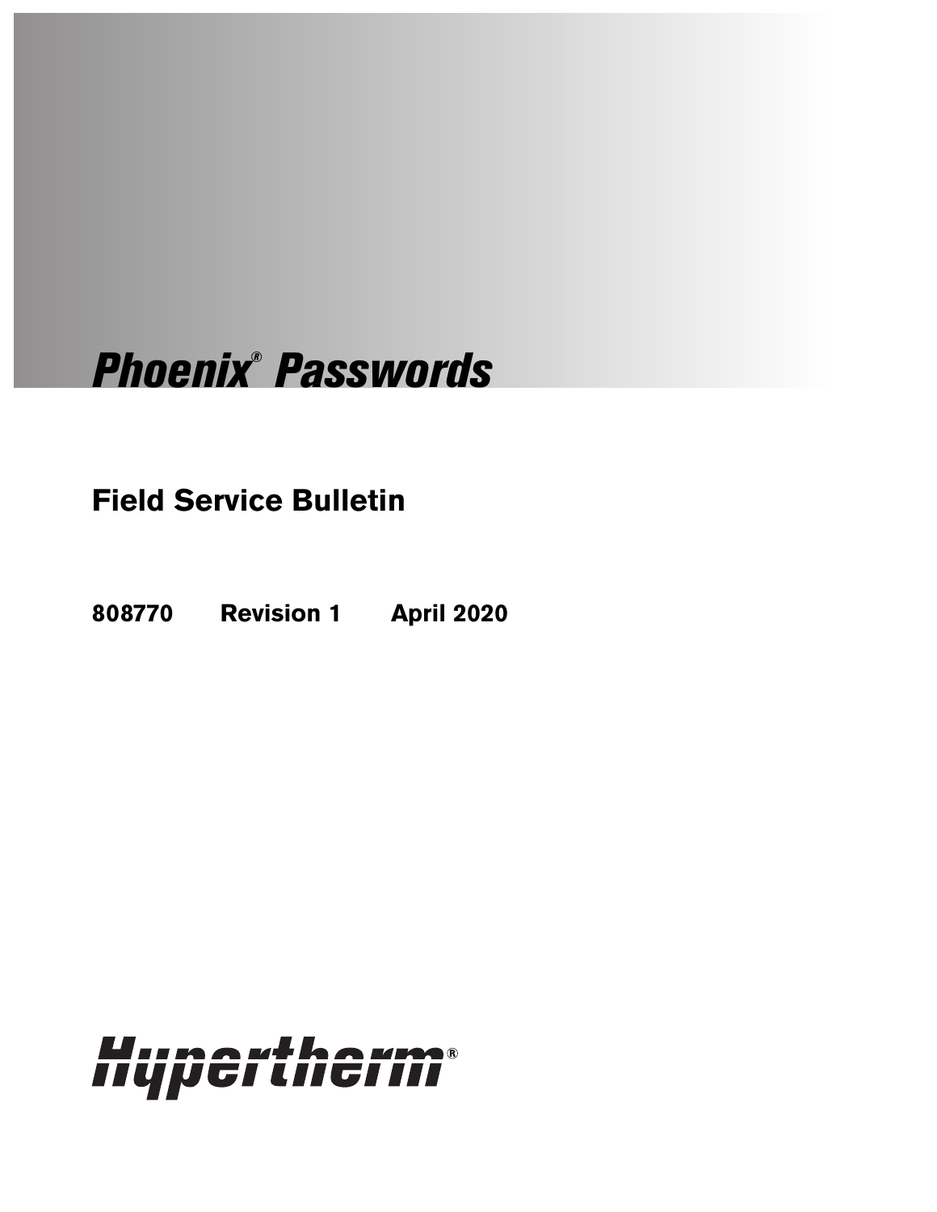# *Phoenix® Passwords*

## Field Service Bulletin

**808770 Revision 1 April 2020**

Hypertherm®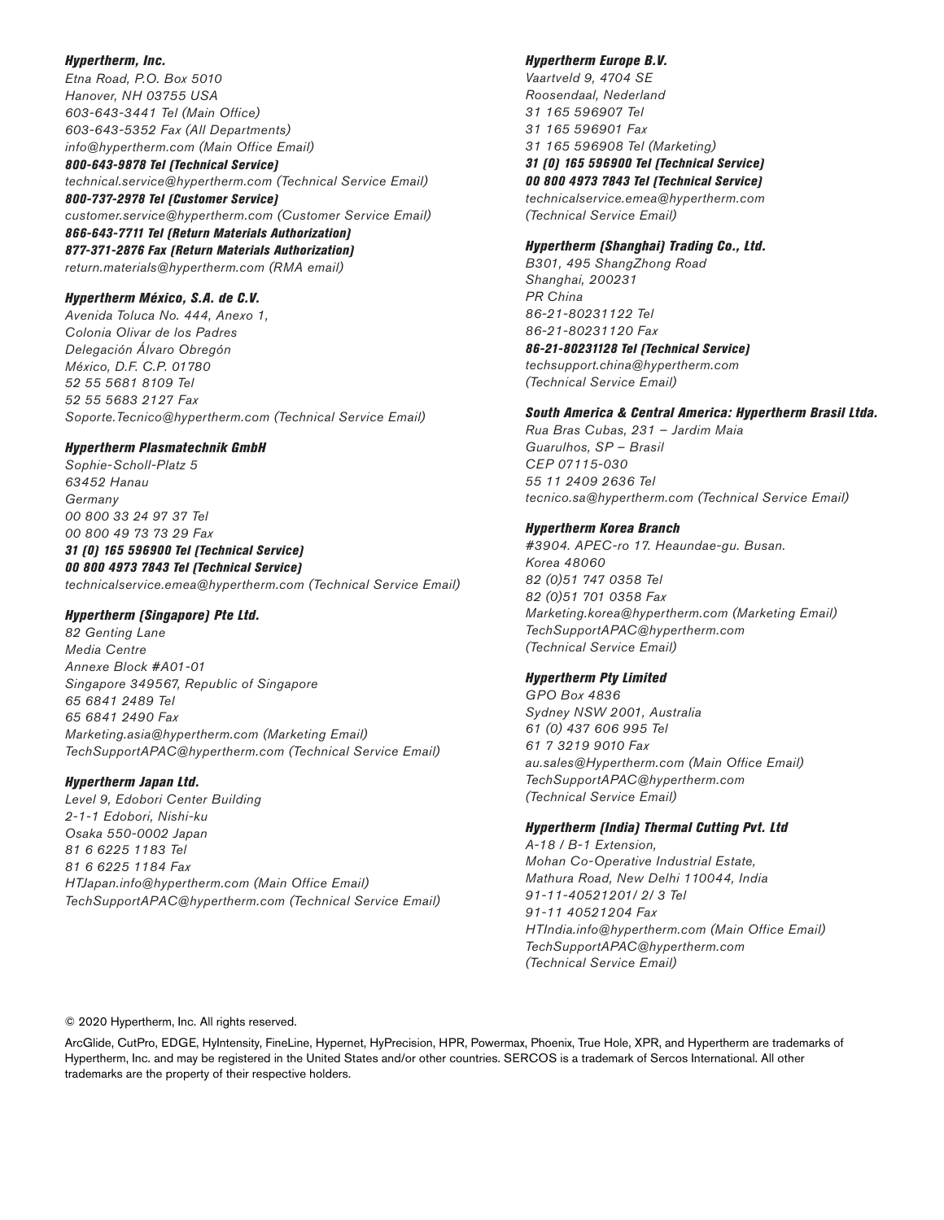***Hypertherm, Inc.***
*Etna Road, P.O. Box 5010*
*Hanover, NH 03755 USA*
*603-643-3441 Tel (Main Office)*
*603-643-5352 Fax (All Departments)*
*info@hypertherm.com (Main Office Email)*
***800-643-9878 Tel (Technical Service)***
*technical.service@hypertherm.com (Technical Service Email)*
***800-737-2978 Tel (Customer Service)***
*customer.service@hypertherm.com (Customer Service Email)*
***866-643-7711 Tel (Return Materials Authorization)***
***877-371-2876 Fax (Return Materials Authorization)***
*return.materials@hypertherm.com (RMA email)*

***Hypertherm México, S.A. de C.V.***
*Avenida Toluca No. 444, Anexo 1,*
*Colonia Olivar de los Padres*
*Delegación Álvaro Obregón*
*México, D.F. C.P. 01780*
*52 55 5681 8109 Tel*
*52 55 5683 2127 Fax*
*Soporte.Tecnico@hypertherm.com (Technical Service Email)*

***Hypertherm Plasmatechnik GmbH***
*Sophie-Scholl-Platz 5*
*63452 Hanau*
*Germany*
*00 800 33 24 97 37 Tel*
*00 800 49 73 73 29 Fax*
***31 (0) 165 596900 Tel (Technical Service)***
***00 800 4973 7843 Tel (Technical Service)***
*technicalservice.emea@hypertherm.com (Technical Service Email)*

***Hypertherm (Singapore) Pte Ltd.***
*82 Genting Lane*
*Media Centre*
*Annexe Block #A01-01*
*Singapore 349567, Republic of Singapore*
*65 6841 2489 Tel*
*65 6841 2490 Fax*
*Marketing.asia@hypertherm.com (Marketing Email)*
*TechSupportAPAC@hypertherm.com (Technical Service Email)*

***Hypertherm Japan Ltd.***
*Level 9, Edobori Center Building*
*2-1-1 Edobori, Nishi-ku*
*Osaka 550-0002 Japan*
*81 6 6225 1183 Tel*
*81 6 6225 1184 Fax*
*HTJapan.info@hypertherm.com (Main Office Email)*
*TechSupportAPAC@hypertherm.com (Technical Service Email)*

***Hypertherm Europe B.V.***
*Vaartveld 9, 4704 SE*
*Roosendaal, Nederland*
*31 165 596907 Tel*
*31 165 596901 Fax*
*31 165 596908 Tel (Marketing)*
***31 (0) 165 596900 Tel (Technical Service)***
***00 800 4973 7843 Tel (Technical Service)***
*technicalservice.emea@hypertherm.com*
*(Technical Service Email)*

***Hypertherm (Shanghai) Trading Co., Ltd.***
*B301, 495 ShangZhong Road*
*Shanghai, 200231*
*PR China*
*86-21-80231122 Tel*
*86-21-80231120 Fax*
***86-21-80231128 Tel (Technical Service)***
*techsupport.china@hypertherm.com*
*(Technical Service Email)*

***South America & Central America: Hypertherm Brasil Ltda.***
*Rua Bras Cubas, 231 – Jardim Maia*
*Guarulhos, SP – Brasil*
*CEP 07115-030*
*55 11 2409 2636 Tel*
*tecnico.sa@hypertherm.com (Technical Service Email)*

***Hypertherm Korea Branch***
*#3904. APEC-ro 17. Heaundae-gu. Busan.*
*Korea 48060*
*82 (0)51 747 0358 Tel*
*82 (0)51 701 0358 Fax*
*Marketing.korea@hypertherm.com (Marketing Email)*
*TechSupportAPAC@hypertherm.com*
*(Technical Service Email)*

***Hypertherm Pty Limited***
*GPO Box 4836*
*Sydney NSW 2001, Australia*
*61 (0) 437 606 995 Tel*
*61 7 3219 9010 Fax*
*au.sales@Hypertherm.com (Main Office Email)*
*TechSupportAPAC@hypertherm.com*
*(Technical Service Email)*

***Hypertherm (India) Thermal Cutting Pvt. Ltd***
*A-18 / B-1 Extension,*
*Mohan Co-Operative Industrial Estate,*
*Mathura Road, New Delhi 110044, India*
*91-11-40521201/ 2/ 3 Tel*
*91-11 40521204 Fax*
*HTIndia.info@hypertherm.com (Main Office Email)*
*TechSupportAPAC@hypertherm.com*
*(Technical Service Email)*

© 2020 Hypertherm, Inc. All rights reserved.

ArcGlide, CutPro, EDGE, HyIntensity, FineLine, Hypernet, HyPrecision, HPR, Powermax, Phoenix, True Hole, XPR, and Hypertherm are trademarks of Hypertherm, Inc. and may be registered in the United States and/or other countries. SERCOS is a trademark of Sercos International. All other trademarks are the property of their respective holders.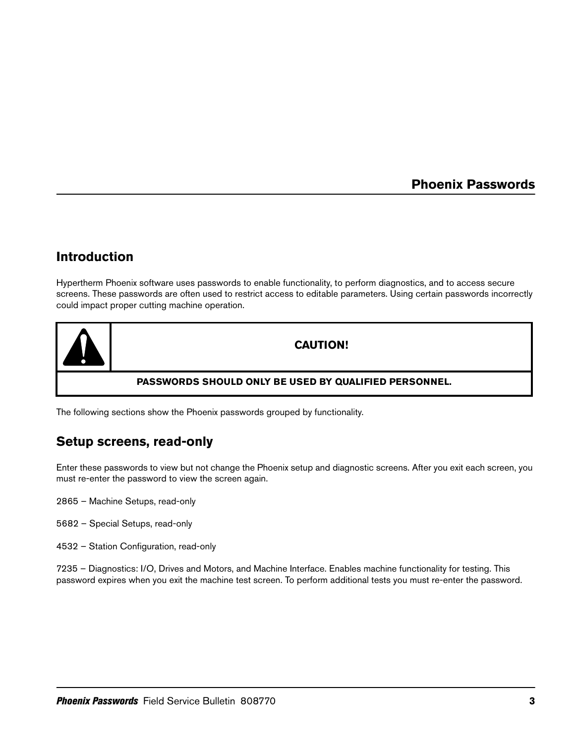# Phoenix Passwords

## Introduction

Hypertherm Phoenix software uses passwords to enable functionality, to perform diagnostics, and to access secure screens. These passwords are often used to restrict access to editable parameters. Using certain passwords incorrectly could impact proper cutting machine operation.

| CAUTION! |
| --- |
| PASSWORDS SHOULD ONLY BE USED BY QUALIFIED PERSONNEL. |

The following sections show the Phoenix passwords grouped by functionality.

## Setup screens, read-only

Enter these passwords to view but not change the Phoenix setup and diagnostic screens. After you exit each screen, you must re-enter the password to view the screen again.

2865 – Machine Setups, read-only

5682 – Special Setups, read-only

4532 – Station Configuration, read-only

7235 – Diagnostics: I/O, Drives and Motors, and Machine Interface. Enables machine functionality for testing. This password expires when you exit the machine test screen. To perform additional tests you must re-enter the password.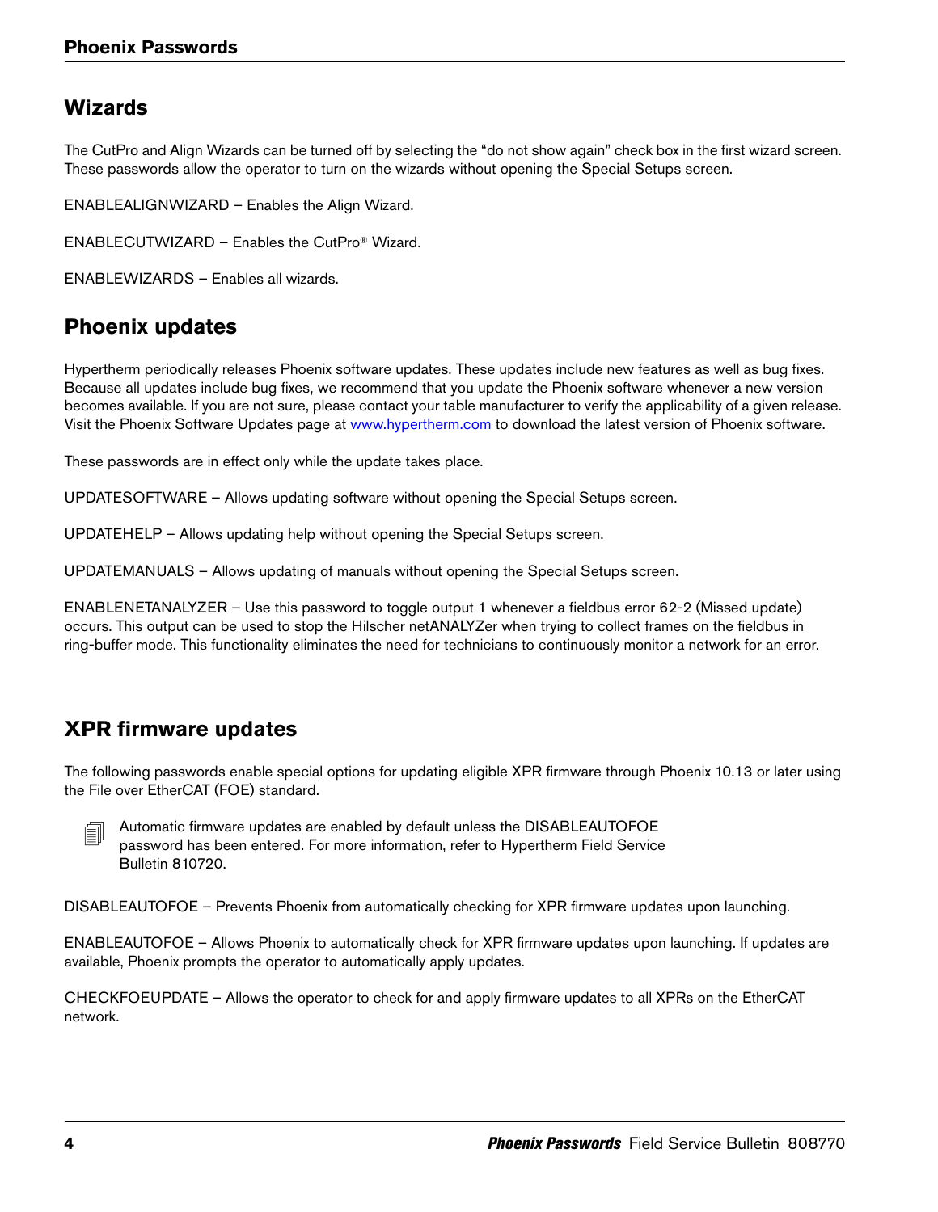## Wizards

The CutPro and Align Wizards can be turned off by selecting the “do not show again” check box in the first wizard screen. These passwords allow the operator to turn on the wizards without opening the Special Setups screen.

ENABLEALIGNWIZARD – Enables the Align Wizard.

ENABLECUTWIZARD – Enables the CutPro® Wizard.

ENABLEWIZARDS – Enables all wizards.

## Phoenix updates

Hypertherm periodically releases Phoenix software updates. These updates include new features as well as bug fixes. Because all updates include bug fixes, we recommend that you update the Phoenix software whenever a new version becomes available. If you are not sure, please contact your table manufacturer to verify the applicability of a given release. Visit the Phoenix Software Updates page at www.hypertherm.com to download the latest version of Phoenix software.

These passwords are in effect only while the update takes place.

UPDATESOFTWARE – Allows updating software without opening the Special Setups screen.

UPDATEHELP – Allows updating help without opening the Special Setups screen.

UPDATEMANUALS – Allows updating of manuals without opening the Special Setups screen.

ENABLENETANALYZER – Use this password to toggle output 1 whenever a fieldbus error 62-2 (Missed update) occurs. This output can be used to stop the Hilscher netANALYZer when trying to collect frames on the fieldbus in ring-buffer mode. This functionality eliminates the need for technicians to continuously monitor a network for an error.

## XPR firmware updates

The following passwords enable special options for updating eligible XPR firmware through Phoenix 10.13 or later using the File over EtherCAT (FOE) standard.

Automatic firmware updates are enabled by default unless the DISABLEAUTOFOE password has been entered. For more information, refer to Hypertherm Field Service Bulletin 810720.

DISABLEAUTOFOE – Prevents Phoenix from automatically checking for XPR firmware updates upon launching.

ENABLEAUTOFOE – Allows Phoenix to automatically check for XPR firmware updates upon launching. If updates are available, Phoenix prompts the operator to automatically apply updates.

CHECKFOEUPDATE – Allows the operator to check for and apply firmware updates to all XPRs on the EtherCAT network.